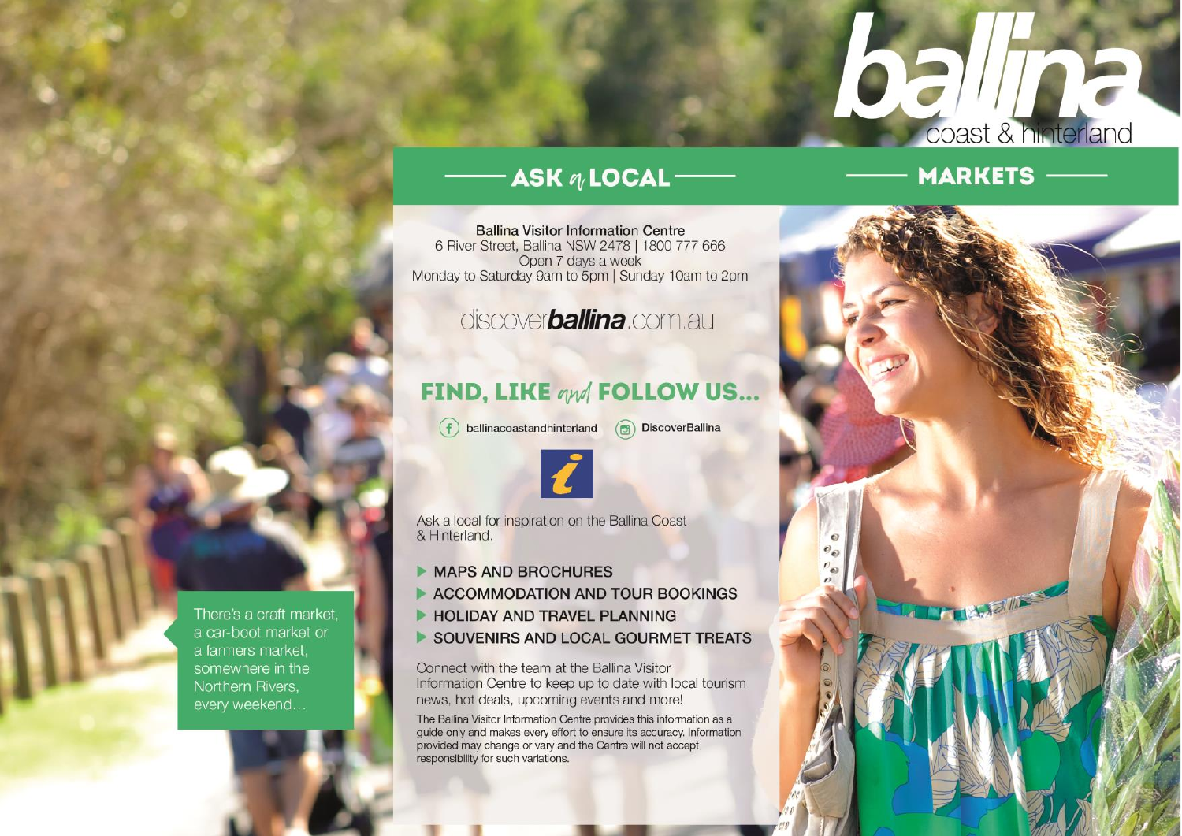# ballina

coast & hinterland

## ASK a LOCAL

**Ballina Visitor Information Centre**
6 River Street, Ballina NSW 2478 | 1800 777 666
Open 7 days a week
Monday to Saturday 9am to 5pm | Sunday 10am to 2pm

discover**ballina**.com.au

## FIND, LIKE and FOLLOW US...

ballinacoastandhinterland

DiscoverBallina

Ask a local for inspiration on the Ballina Coast & Hinterland.

- MAPS AND BROCHURES
- ACCOMMODATION AND TOUR BOOKINGS
- HOLIDAY AND TRAVEL PLANNING
- SOUVENIRS AND LOCAL GOURMET TREATS

Connect with the team at the Ballina Visitor Information Centre to keep up to date with local tourism news, hot deals, upcoming events and more!

The Ballina Visitor Information Centre provides this information as a guide only and makes every effort to ensure its accuracy. Information provided may change or vary and the Centre will not accept responsibility for such variations.

## MARKETS

There's a craft market, a car-boot market or a farmers market, somewhere in the Northern Rivers, every weekend...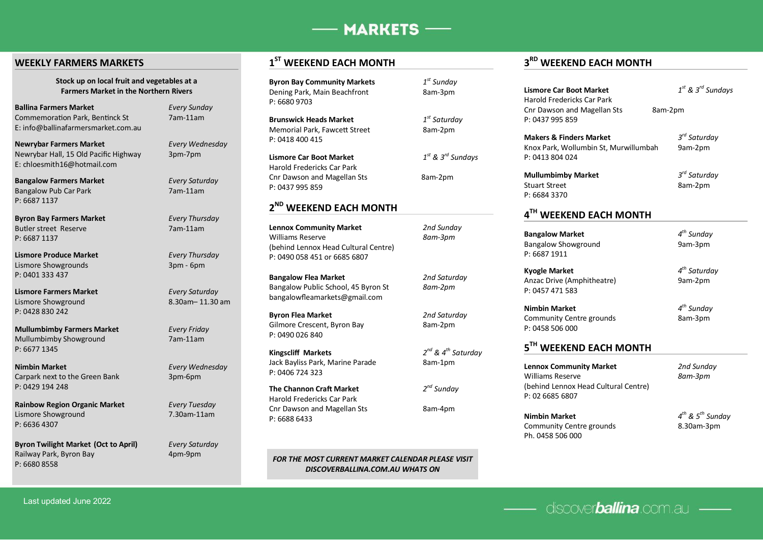# MARKETS

## WEEKLY FARMERS MARKETS

**Stock up on local fruit and vegetables at a Farmers Market in the Northern Rivers**

**Ballina Farmers Market** — *Every Sunday*
Commemoration Park, Bentinck St — 7am-11am
E: info@ballinafarmersmarket.com.au

**Newrybar Farmers Market** — *Every Wednesday*
Newrybar Hall, 15 Old Pacific Highway — 3pm-7pm
E: chloesmith16@hotmail.com

**Bangalow Farmers Market** — *Every Saturday*
Bangalow Pub Car Park — 7am-11am
P: 6687 1137

**Byron Bay Farmers Market** — *Every Thursday*
Butler street Reserve — 7am-11am
P: 6687 1137

**Lismore Produce Market** — *Every Thursday*
Lismore Showgrounds — 3pm - 6pm
P: 0401 333 437

**Lismore Farmers Market** — *Every Saturday*
Lismore Showground — 8.30am– 11.30 am
P: 0428 830 242

**Mullumbimby Farmers Market** — *Every Friday*
Mullumbimby Showground — 7am-11am
P: 6677 1345

**Nimbin Market** — *Every Wednesday*
Carpark next to the Green Bank — 3pm-6pm
P: 0429 194 248

**Rainbow Region Organic Market** — *Every Tuesday*
Lismore Showground — 7.30am-11am
P: 6636 4307

**Byron Twilight Market (Oct to April)** — *Every Saturday*
Railway Park, Byron Bay — 4pm-9pm
P: 6680 8558

## 1ST WEEKEND EACH MONTH

**Byron Bay Community Markets** — *1st Sunday*
Dening Park, Main Beachfront — 8am-3pm
P: 6680 9703

**Brunswick Heads Market** — *1st Saturday*
Memorial Park, Fawcett Street — 8am-2pm
P: 0418 400 415

**Lismore Car Boot Market** — *1st & 3rd Sundays*
Harold Fredericks Car Park
Cnr Dawson and Magellan Sts — 8am-2pm
P: 0437 995 859

## 2ND WEEKEND EACH MONTH

**Lennox Community Market** — *2nd Sunday*
Williams Reserve — *8am-3pm*
(behind Lennox Head Cultural Centre)
P: 0490 058 451 or 6685 6807

**Bangalow Flea Market** — *2nd Saturday*
Bangalow Public School, 45 Byron St — *8am-2pm*
bangalowfleamarkets@gmail.com

**Byron Flea Market** — *2nd Saturday*
Gilmore Crescent, Byron Bay — 8am-2pm
P: 0490 026 840

**Kingscliff Markets** — *2nd & 4th Saturday*
Jack Bayliss Park, Marine Parade — 8am-1pm
P: 0406 724 323

**The Channon Craft Market** — *2nd Sunday*
Harold Fredericks Car Park
Cnr Dawson and Magellan Sts — 8am-4pm
P: 6688 6433

***FOR THE MOST CURRENT MARKET CALENDAR PLEASE VISIT DISCOVERBALLINA.COM.AU WHATS ON***

## 3RD WEEKEND EACH MONTH

**Lismore Car Boot Market** — *1st & 3rd Sundays*
Harold Fredericks Car Park
Cnr Dawson and Magellan Sts — 8am-2pm
P: 0437 995 859

**Makers & Finders Market** — *3rd Saturday*
Knox Park, Wollumbin St, Murwillumbah — 9am-2pm
P: 0413 804 024

**Mullumbimby Market** — *3rd Saturday*
Stuart Street — 8am-2pm
P: 6684 3370

## 4TH WEEKEND EACH MONTH

**Bangalow Market** — *4th Sunday*
Bangalow Showground — 9am-3pm
P: 6687 1911

**Kyogle Market** — *4th Saturday*
Anzac Drive (Amphitheatre) — 9am-2pm
P: 0457 471 583

**Nimbin Market** — *4th Sunday*
Community Centre grounds — 8am-3pm
P: 0458 506 000

## 5TH WEEKEND EACH MONTH

**Lennox Community Market** — *2nd Sunday*
Williams Reserve — *8am-3pm*
(behind Lennox Head Cultural Centre)
P: 02 6685 6807

**Nimbin Market** — *4th & 5th Sunday*
Community Centre grounds — 8.30am-3pm
Ph. 0458 506 000

Last updated June 2022

discoverballina.com.au